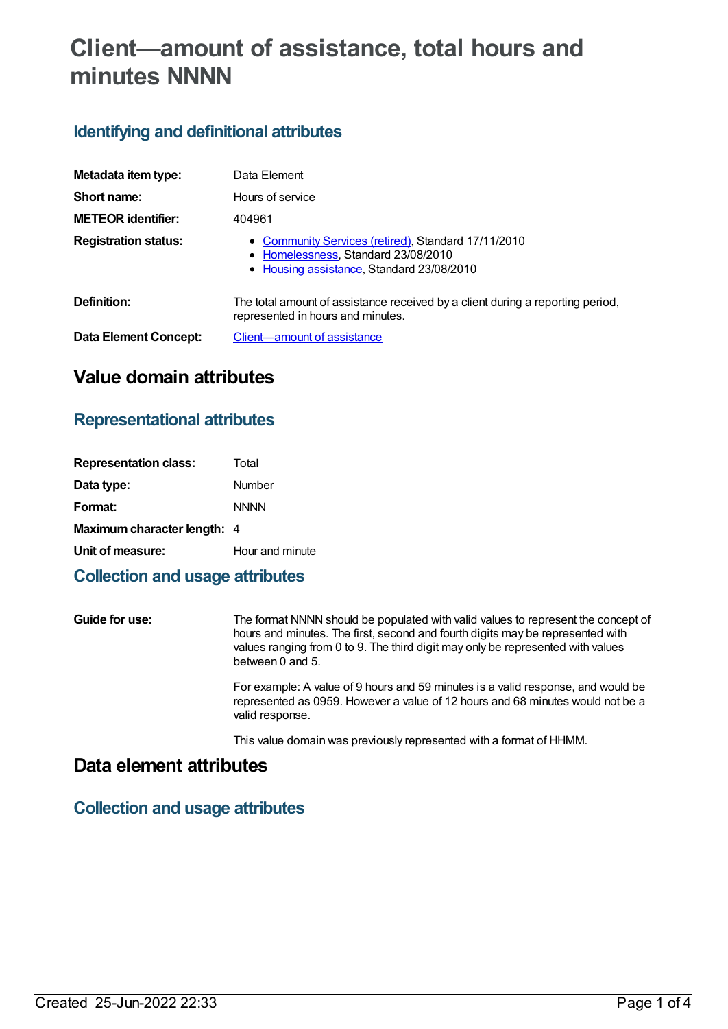# Client—amount of assistance, total hours and minutes NNNN

## Identifying and definitional attributes

| | |
|---|---|
| **Metadata item type:** | Data Element |
| **Short name:** | Hours of service |
| **METEOR identifier:** | 404961 |
| **Registration status:** | • Community Services (retired), Standard 17/11/2010<br>• Homelessness, Standard 23/08/2010<br>• Housing assistance, Standard 23/08/2010 |
| **Definition:** | The total amount of assistance received by a client during a reporting period, represented in hours and minutes. |
| **Data Element Concept:** | Client—amount of assistance |

# Value domain attributes

## Representational attributes

| | |
|---|---|
| **Representation class:** | Total |
| **Data type:** | Number |
| **Format:** | NNNN |
| **Maximum character length:** | 4 |
| **Unit of measure:** | Hour and minute |

## Collection and usage attributes

**Guide for use:**

The format NNNN should be populated with valid values to represent the concept of hours and minutes. The first, second and fourth digits may be represented with values ranging from 0 to 9. The third digit may only be represented with values between 0 and 5.

For example: A value of 9 hours and 59 minutes is a valid response, and would be represented as 0959. However a value of 12 hours and 68 minutes would not be a valid response.

This value domain was previously represented with a format of HHMM.

# Data element attributes

## Collection and usage attributes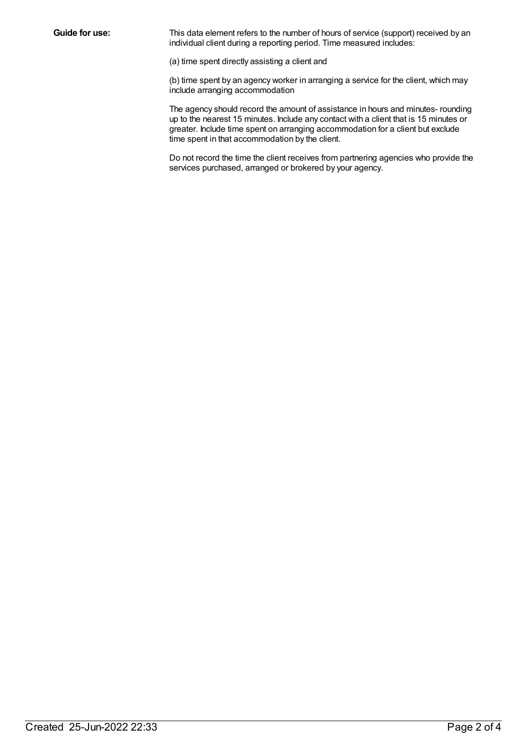**Guide for use:**

This data element refers to the number of hours of service (support) received by an individual client during a reporting period. Time measured includes:

(a) time spent directly assisting a client and

(b) time spent by an agency worker in arranging a service for the client, which may include arranging accommodation

The agency should record the amount of assistance in hours and minutes- rounding up to the nearest 15 minutes. Include any contact with a client that is 15 minutes or greater. Include time spent on arranging accommodation for a client but exclude time spent in that accommodation by the client.

Do not record the time the client receives from partnering agencies who provide the services purchased, arranged or brokered by your agency.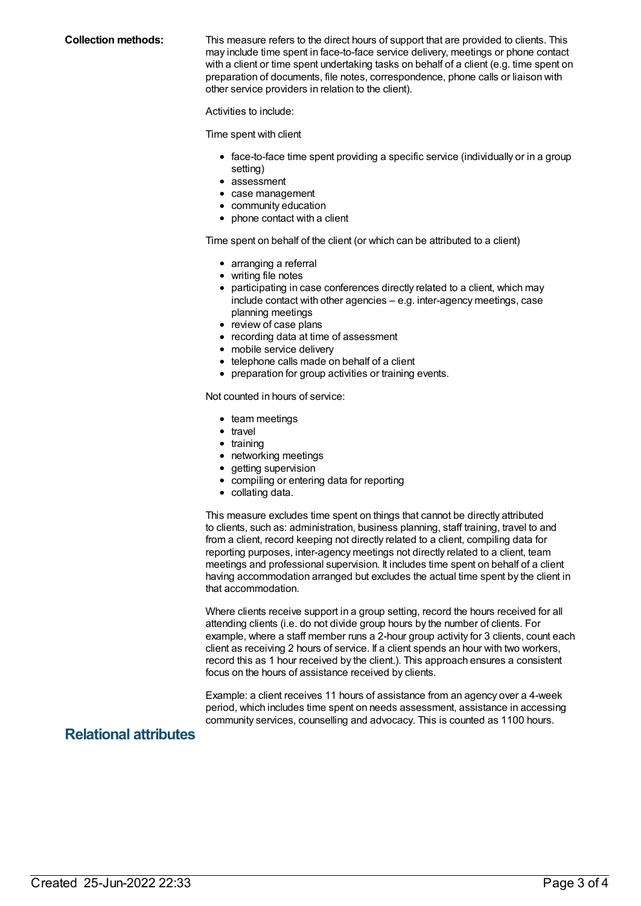**Collection methods:**

This measure refers to the direct hours of support that are provided to clients. This may include time spent in face-to-face service delivery, meetings or phone contact with a client or time spent undertaking tasks on behalf of a client (e.g. time spent on preparation of documents, file notes, correspondence, phone calls or liaison with other service providers in relation to the client).

Activities to include:

Time spent with client

- face-to-face time spent providing a specific service (individually or in a group setting)
- assessment
- case management
- community education
- phone contact with a client

Time spent on behalf of the client (or which can be attributed to a client)

- arranging a referral
- writing file notes
- participating in case conferences directly related to a client, which may include contact with other agencies – e.g. inter-agency meetings, case planning meetings
- review of case plans
- recording data at time of assessment
- mobile service delivery
- telephone calls made on behalf of a client
- preparation for group activities or training events.

Not counted in hours of service:

- team meetings
- travel
- training
- networking meetings
- getting supervision
- compiling or entering data for reporting
- collating data.

This measure excludes time spent on things that cannot be directly attributed to clients, such as: administration, business planning, staff training, travel to and from a client, record keeping not directly related to a client, compiling data for reporting purposes, inter-agency meetings not directly related to a client, team meetings and professional supervision. It includes time spent on behalf of a client having accommodation arranged but excludes the actual time spent by the client in that accommodation.

Where clients receive support in a group setting, record the hours received for all attending clients (i.e. do not divide group hours by the number of clients. For example, where a staff member runs a 2-hour group activity for 3 clients, count each client as receiving 2 hours of service. If a client spends an hour with two workers, record this as 1 hour received by the client.). This approach ensures a consistent focus on the hours of assistance received by clients.

Example: a client receives 11 hours of assistance from an agency over a 4-week period, which includes time spent on needs assessment, assistance in accessing community services, counselling and advocacy. This is counted as 1100 hours.

## Relational attributes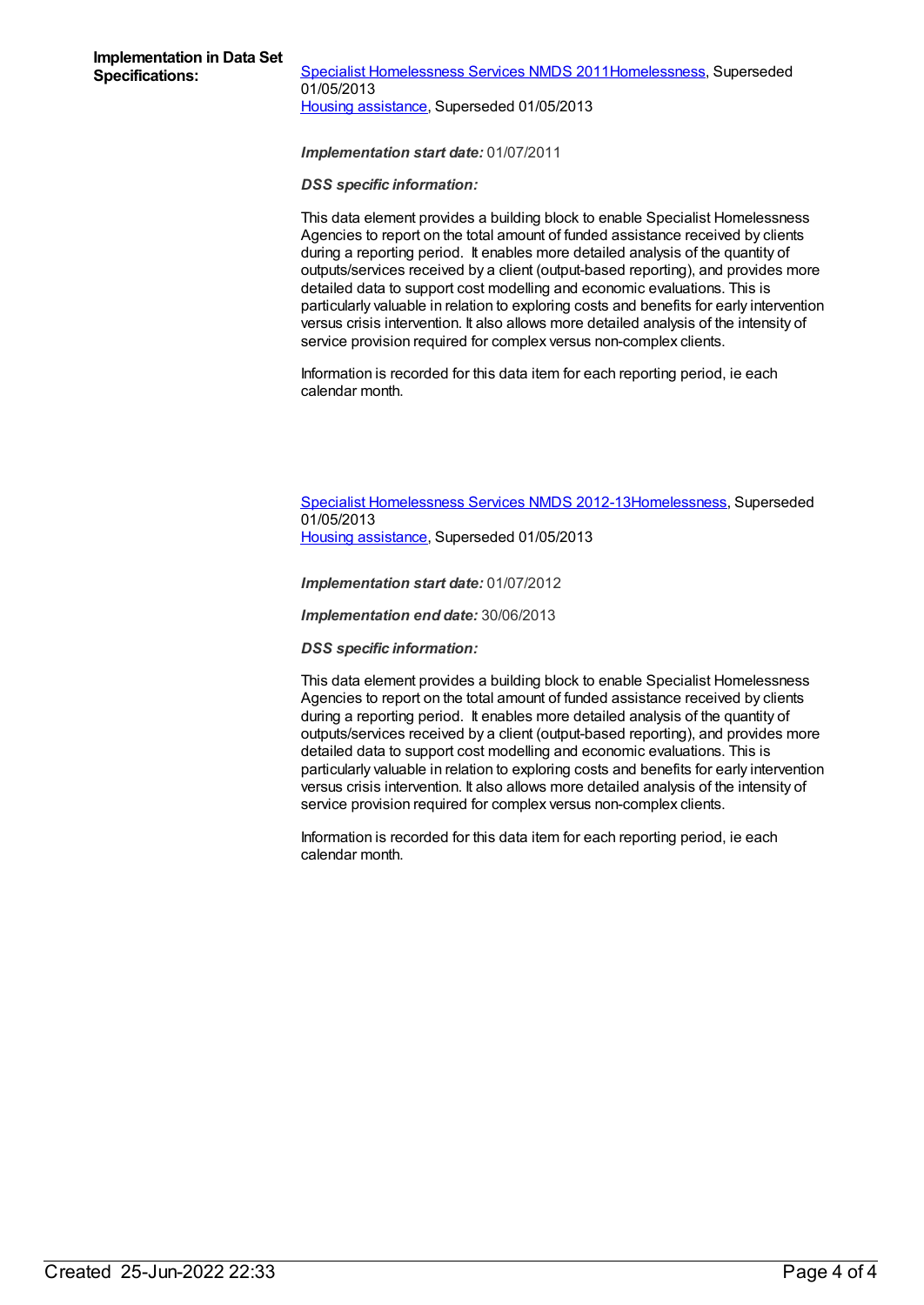**Implementation in Data Set Specifications:**

Specialist Homelessness Services NMDS 2011Homelessness, Superseded 01/05/2013
Housing assistance, Superseded 01/05/2013

***Implementation start date:*** 01/07/2011

***DSS specific information:***

This data element provides a building block to enable Specialist Homelessness Agencies to report on the total amount of funded assistance received by clients during a reporting period. It enables more detailed analysis of the quantity of outputs/services received by a client (output-based reporting), and provides more detailed data to support cost modelling and economic evaluations. This is particularly valuable in relation to exploring costs and benefits for early intervention versus crisis intervention. It also allows more detailed analysis of the intensity of service provision required for complex versus non-complex clients.

Information is recorded for this data item for each reporting period, ie each calendar month.

Specialist Homelessness Services NMDS 2012-13Homelessness, Superseded 01/05/2013
Housing assistance, Superseded 01/05/2013

***Implementation start date:*** 01/07/2012

***Implementation end date:*** 30/06/2013

***DSS specific information:***

This data element provides a building block to enable Specialist Homelessness Agencies to report on the total amount of funded assistance received by clients during a reporting period. It enables more detailed analysis of the quantity of outputs/services received by a client (output-based reporting), and provides more detailed data to support cost modelling and economic evaluations. This is particularly valuable in relation to exploring costs and benefits for early intervention versus crisis intervention. It also allows more detailed analysis of the intensity of service provision required for complex versus non-complex clients.

Information is recorded for this data item for each reporting period, ie each calendar month.